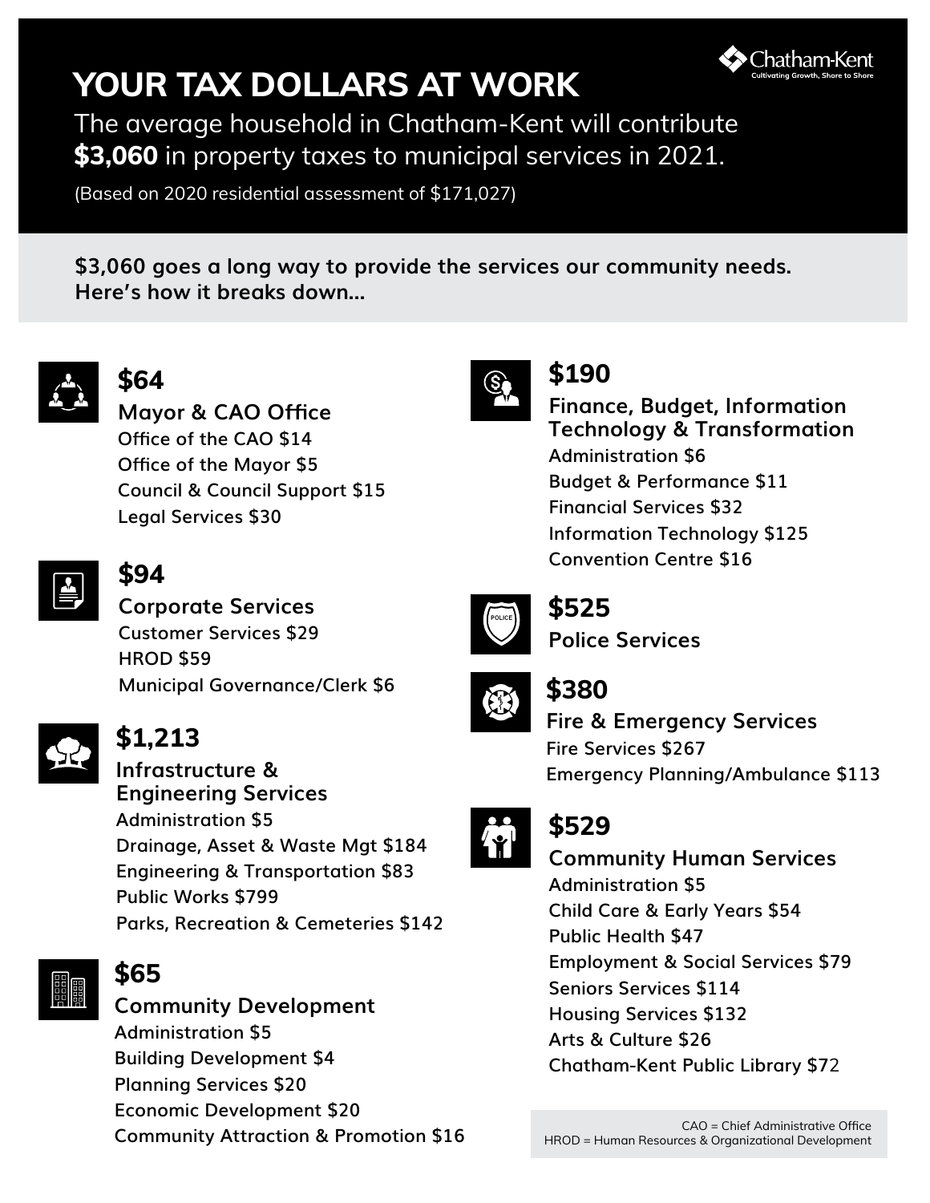# YOUR TAX DOLLARS AT WORK

Chatham-Kent
Cultivating Growth, Shore to Shore

The average household in Chatham-Kent will contribute **$3,060** in property taxes to municipal services in 2021.

(Based on 2020 residential assessment of $171,027)

**$3,060 goes a long way to provide the services our community needs. Here's how it breaks down...**

## $64
### Mayor & CAO Office
- Office of the CAO $14
- Office of the Mayor $5
- Council & Council Support $15
- Legal Services $30

## $94
### Corporate Services
- Customer Services $29
- HROD $59
- Municipal Governance/Clerk $6

## $1,213
### Infrastructure & Engineering Services
- Administration $5
- Drainage, Asset & Waste Mgt $184
- Engineering & Transportation $83
- Public Works $799
- Parks, Recreation & Cemeteries $142

## $65
### Community Development
- Administration $5
- Building Development $4
- Planning Services $20
- Economic Development $20
- Community Attraction & Promotion $16

## $190
### Finance, Budget, Information Technology & Transformation
- Administration $6
- Budget & Performance $11
- Financial Services $32
- Information Technology $125
- Convention Centre $16

## $525
### Police Services

## $380
### Fire & Emergency Services
- Fire Services $267
- Emergency Planning/Ambulance $113

## $529
### Community Human Services
- Administration $5
- Child Care & Early Years $54
- Public Health $47
- Employment & Social Services $79
- Seniors Services $114
- Housing Services $132
- Arts & Culture $26
- Chatham-Kent Public Library $72

CAO = Chief Administrative Office
HROD = Human Resources & Organizational Development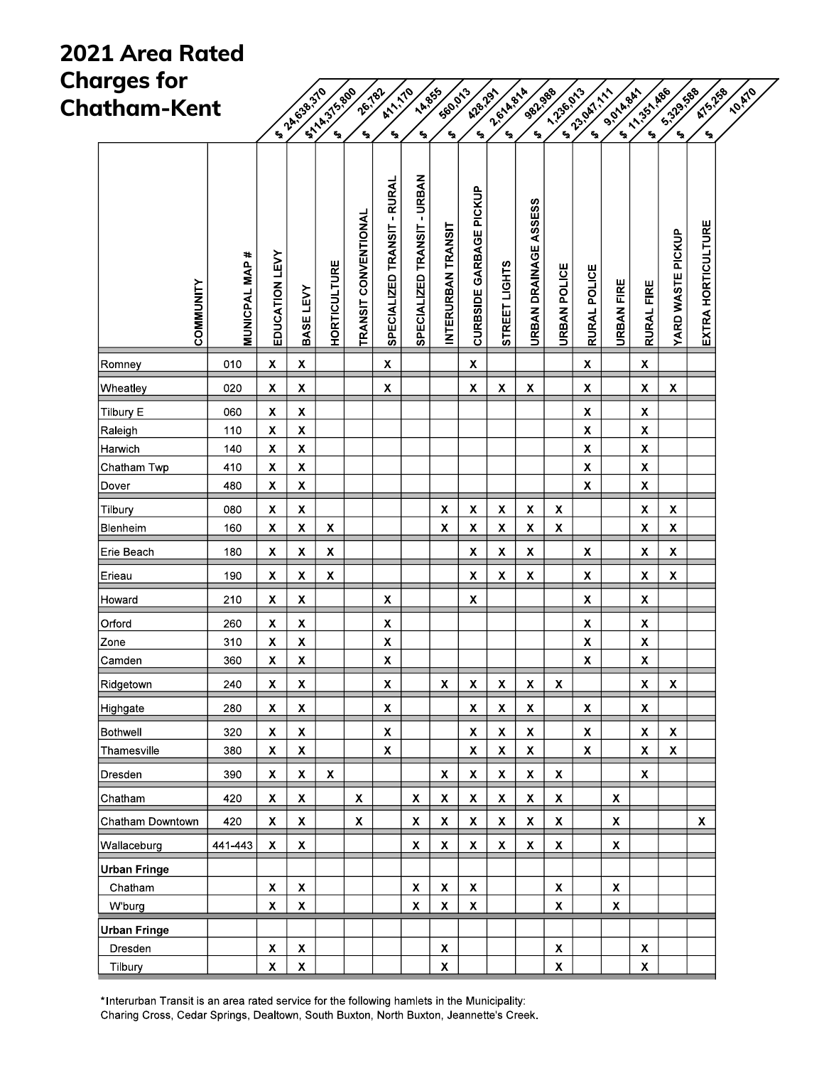# 2021 Area Rated Charges for Chatham-Kent

| COMMUNITY | MUNICIPAL MAP # | EDUCATION LEVY | BASE LEVY | HORTICULTURE | TRANSIT CONVENTIONAL | SPECIALIZED TRANSIT - RURAL | SPECIALIZED TRANSIT - URBAN | INTERURBAN TRANSIT | CURBSIDE GARBAGE PICKUP | STREET LIGHTS | URBAN DRAINAGE ASSESS | URBAN POLICE | RURAL POLICE | URBAN FIRE | RURAL FIRE | YARD WASTE PICKUP | EXTRA HORTICULTURE |
|---|---|---|---|---|---|---|---|---|---|---|---|---|---|---|---|---|---|
| | | $ 24,638,370 | $114,375,800 | $ 26,782 | $ 411,170 | $ 14,855 | $ 560,013 | $ 428,291 | $ 2,614,814 | $ 982,988 | $ 1,236,013 | $ 23,047,111 | $ 9,014,841 | $ 11,351,486 | $ 5,329,588 | $ 475,258 | $ 10,470 |
| Romney | 010 | X | X | | | X | | | X | | | | X | | X | | |
| Wheatley | 020 | X | X | | | X | | | X | X | X | | X | | X | X | |
| Tilbury E | 060 | X | X | | | | | | | | | | X | | X | | |
| Raleigh | 110 | X | X | | | | | | | | | | X | | X | | |
| Harwich | 140 | X | X | | | | | | | | | | X | | X | | |
| Chatham Twp | 410 | X | X | | | | | | | | | | X | | X | | |
| Dover | 480 | X | X | | | | | | | | | | X | | X | | |
| Tilbury | 080 | X | X | | | | | X | X | X | X | X | | | X | X | |
| Blenheim | 160 | X | X | X | | | | X | X | X | X | X | | | X | X | |
| Erie Beach | 180 | X | X | X | | | | | X | X | X | | X | | X | X | |
| Erieau | 190 | X | X | X | | | | | X | X | X | | X | | X | X | |
| Howard | 210 | X | X | | | X | | | X | | | | X | | X | | |
| Orford | 260 | X | X | | | X | | | | | | | X | | X | | |
| Zone | 310 | X | X | | | X | | | | | | | X | | X | | |
| Camden | 360 | X | X | | | X | | | | | | | X | | X | | |
| Ridgetown | 240 | X | X | | | X | | X | X | X | X | X | | | X | X | |
| Highgate | 280 | X | X | | | X | | | X | X | X | | X | | X | | |
| Bothwell | 320 | X | X | | | X | | | X | X | X | | X | | X | X | |
| Thamesville | 380 | X | X | | | X | | | X | X | X | | X | | X | X | |
| Dresden | 390 | X | X | X | | | | X | X | X | X | X | | | X | | |
| Chatham | 420 | X | X | | X | | X | X | X | X | X | X | | X | | | |
| Chatham Downtown | 420 | X | X | | X | | X | X | X | X | X | X | | X | | | X |
| Wallaceburg | 441-443 | X | X | | | | X | X | X | X | X | X | | X | | | |
| **Urban Fringe** | | | | | | | | | | | | | | | | | |
| Chatham | | X | X | | | | X | X | X | | | X | | X | | | |
| W'burg | | X | X | | | | X | X | X | | | X | | X | | | |
| **Urban Fringe** | | | | | | | | | | | | | | | | | |
| Dresden | | X | X | | | | | X | | | | X | | | X | | |
| Tilbury | | X | X | | | | | X | | | | X | | | X | | |

*Interurban Transit is an area rated service for the following hamlets in the Municipality: Charing Cross, Cedar Springs, Dealtown, South Buxton, North Buxton, Jeannette's Creek.